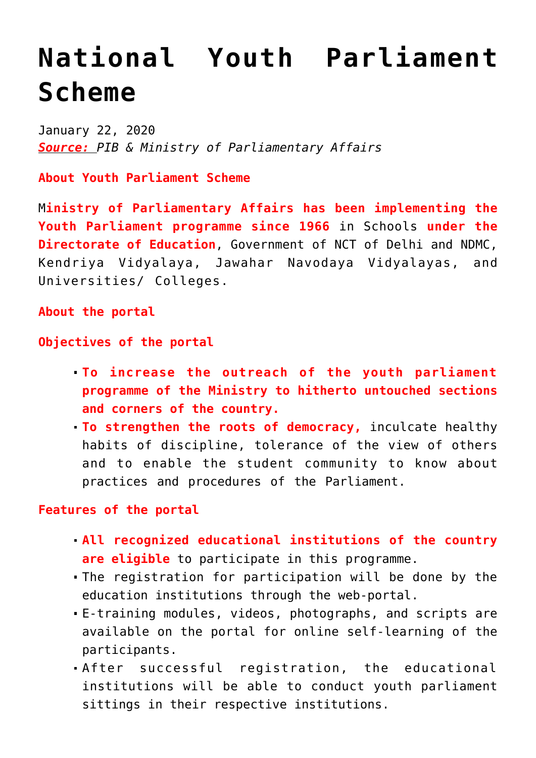# National Youth Parliament Scheme

January 22, 2020
***Source:*** *PIB & Ministry of Parliamentary Affairs*

**About Youth Parliament Scheme**

**Ministry of Parliamentary Affairs has been implementing the Youth Parliament programme since 1966** in Schools **under the Directorate of Education**, Government of NCT of Delhi and NDMC, Kendriya Vidyalaya, Jawahar Navodaya Vidyalayas, and Universities/ Colleges.

**About the portal**

**Objectives of the portal**

- **To increase the outreach of the youth parliament programme of the Ministry to hitherto untouched sections and corners of the country.**
- **To strengthen the roots of democracy,** inculcate healthy habits of discipline, tolerance of the view of others and to enable the student community to know about practices and procedures of the Parliament.

**Features of the portal**

- **All recognized educational institutions of the country are eligible** to participate in this programme.
- The registration for participation will be done by the education institutions through the web-portal.
- E-training modules, videos, photographs, and scripts are available on the portal for online self-learning of the participants.
- After successful registration, the educational institutions will be able to conduct youth parliament sittings in their respective institutions.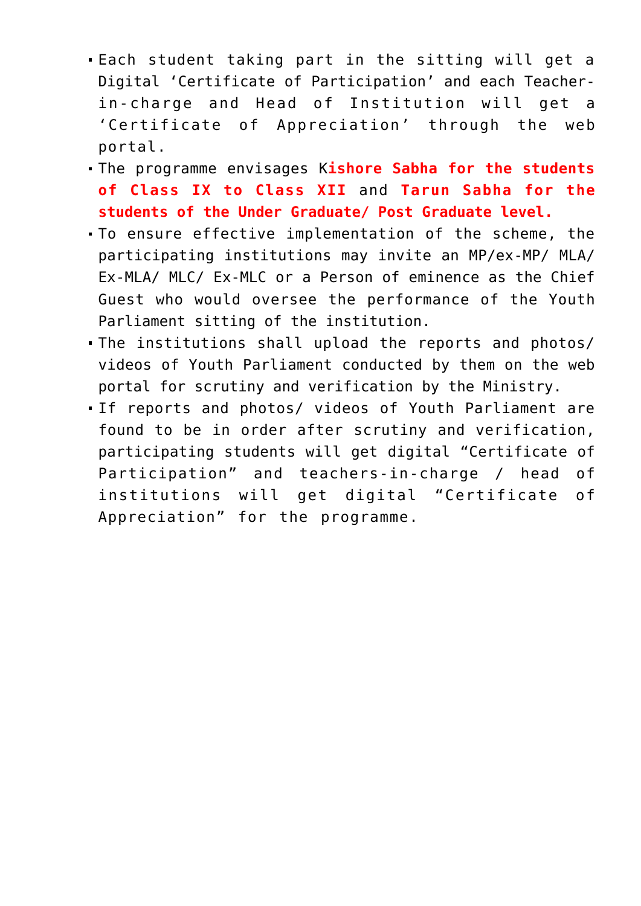- Each student taking part in the sitting will get a Digital 'Certificate of Participation' and each Teacher-in-charge and Head of Institution will get a 'Certificate of Appreciation' through the web portal.
- The programme envisages K**ishore Sabha for the students of Class IX to Class XII** and **Tarun Sabha for the students of the Under Graduate/ Post Graduate level.**
- To ensure effective implementation of the scheme, the participating institutions may invite an MP/ex-MP/ MLA/ Ex-MLA/ MLC/ Ex-MLC or a Person of eminence as the Chief Guest who would oversee the performance of the Youth Parliament sitting of the institution.
- The institutions shall upload the reports and photos/ videos of Youth Parliament conducted by them on the web portal for scrutiny and verification by the Ministry.
- If reports and photos/ videos of Youth Parliament are found to be in order after scrutiny and verification, participating students will get digital "Certificate of Participation" and teachers-in-charge / head of institutions will get digital "Certificate of Appreciation" for the programme.